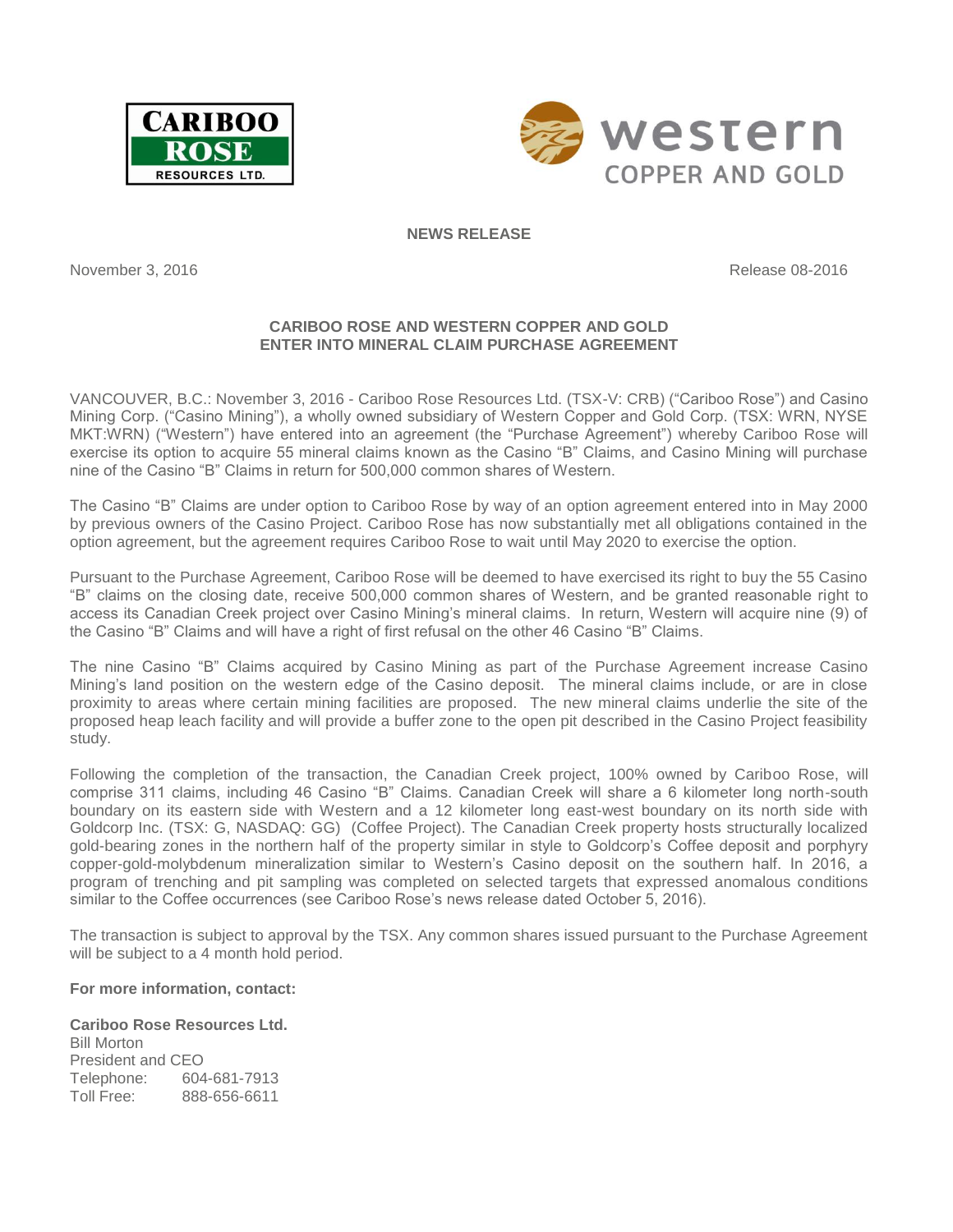**NEWS RELEASE**

November 3, 2016 Release 08-2016

## CARIBOO ROSE AND WESTERN COPPER AND GOLD ENTER INTO MINERAL CLAIM PURCHASE AGREEMENT

VANCOUVER, B.C.: November 3, 2016 - Cariboo Rose Resources Ltd. (TSX-V: CRB) ("Cariboo Rose") and Casino Mining Corp. ("Casino Mining"), a wholly owned subsidiary of Western Copper and Gold Corp. (TSX: WRN, NYSE MKT:WRN) ("Western") have entered into an agreement (the "Purchase Agreement") whereby Cariboo Rose will exercise its option to acquire 55 mineral claims known as the Casino "B" Claims, and Casino Mining will purchase nine of the Casino "B" Claims in return for 500,000 common shares of Western.

The Casino "B" Claims are under option to Cariboo Rose by way of an option agreement entered into in May 2000 by previous owners of the Casino Project. Cariboo Rose has now substantially met all obligations contained in the option agreement, but the agreement requires Cariboo Rose to wait until May 2020 to exercise the option.

Pursuant to the Purchase Agreement, Cariboo Rose will be deemed to have exercised its right to buy the 55 Casino "B" claims on the closing date, receive 500,000 common shares of Western, and be granted reasonable right to access its Canadian Creek project over Casino Mining's mineral claims. In return, Western will acquire nine (9) of the Casino "B" Claims and will have a right of first refusal on the other 46 Casino "B" Claims.

The nine Casino "B" Claims acquired by Casino Mining as part of the Purchase Agreement increase Casino Mining's land position on the western edge of the Casino deposit. The mineral claims include, or are in close proximity to areas where certain mining facilities are proposed. The new mineral claims underlie the site of the proposed heap leach facility and will provide a buffer zone to the open pit described in the Casino Project feasibility study.

Following the completion of the transaction, the Canadian Creek project, 100% owned by Cariboo Rose, will comprise 311 claims, including 46 Casino "B" Claims. Canadian Creek will share a 6 kilometer long north-south boundary on its eastern side with Western and a 12 kilometer long east-west boundary on its north side with Goldcorp Inc. (TSX: G, NASDAQ: GG) (Coffee Project). The Canadian Creek property hosts structurally localized gold-bearing zones in the northern half of the property similar in style to Goldcorp's Coffee deposit and porphyry copper-gold-molybdenum mineralization similar to Western's Casino deposit on the southern half. In 2016, a program of trenching and pit sampling was completed on selected targets that expressed anomalous conditions similar to the Coffee occurrences (see Cariboo Rose's news release dated October 5, 2016).

The transaction is subject to approval by the TSX. Any common shares issued pursuant to the Purchase Agreement will be subject to a 4 month hold period.

**For more information, contact:**

**Cariboo Rose Resources Ltd.**
Bill Morton
President and CEO
Telephone: 604-681-7913
Toll Free: 888-656-6611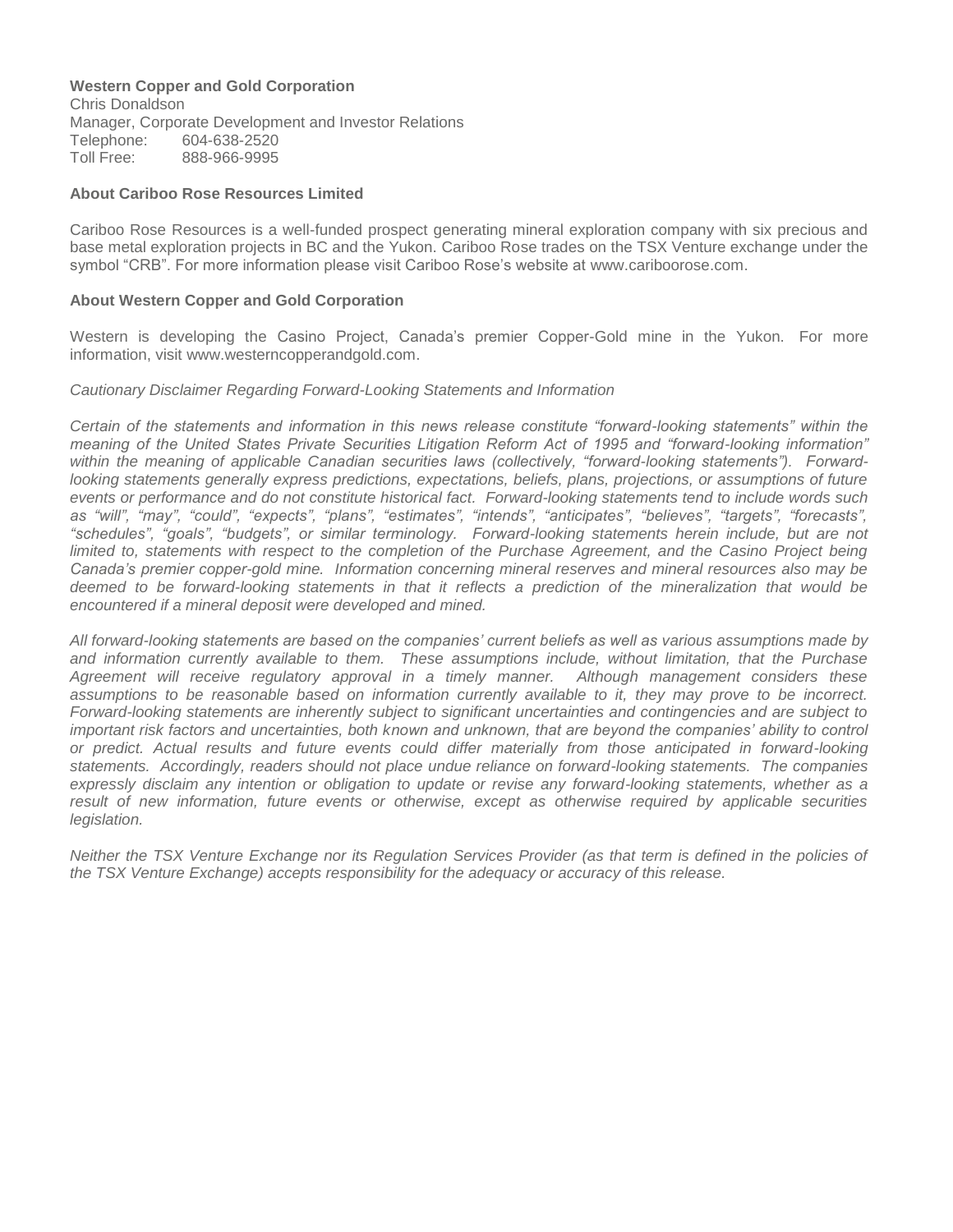**Western Copper and Gold Corporation**
Chris Donaldson
Manager, Corporate Development and Investor Relations
Telephone: 604-638-2520
Toll Free: 888-966-9995

**About Cariboo Rose Resources Limited**

Cariboo Rose Resources is a well-funded prospect generating mineral exploration company with six precious and base metal exploration projects in BC and the Yukon. Cariboo Rose trades on the TSX Venture exchange under the symbol "CRB". For more information please visit Cariboo Rose's website at www.cariboorose.com.

**About Western Copper and Gold Corporation**

Western is developing the Casino Project, Canada's premier Copper-Gold mine in the Yukon. For more information, visit www.westerncopperandgold.com.

*Cautionary Disclaimer Regarding Forward-Looking Statements and Information*

*Certain of the statements and information in this news release constitute "forward-looking statements" within the meaning of the United States Private Securities Litigation Reform Act of 1995 and "forward-looking information" within the meaning of applicable Canadian securities laws (collectively, "forward-looking statements"). Forward-looking statements generally express predictions, expectations, beliefs, plans, projections, or assumptions of future events or performance and do not constitute historical fact. Forward-looking statements tend to include words such as "will", "may", "could", "expects", "plans", "estimates", "intends", "anticipates", "believes", "targets", "forecasts", "schedules", "goals", "budgets", or similar terminology. Forward-looking statements herein include, but are not limited to, statements with respect to the completion of the Purchase Agreement, and the Casino Project being Canada's premier copper-gold mine. Information concerning mineral reserves and mineral resources also may be deemed to be forward-looking statements in that it reflects a prediction of the mineralization that would be encountered if a mineral deposit were developed and mined.*

*All forward-looking statements are based on the companies' current beliefs as well as various assumptions made by and information currently available to them. These assumptions include, without limitation, that the Purchase Agreement will receive regulatory approval in a timely manner. Although management considers these assumptions to be reasonable based on information currently available to it, they may prove to be incorrect. Forward-looking statements are inherently subject to significant uncertainties and contingencies and are subject to important risk factors and uncertainties, both known and unknown, that are beyond the companies' ability to control or predict. Actual results and future events could differ materially from those anticipated in forward-looking statements. Accordingly, readers should not place undue reliance on forward-looking statements. The companies expressly disclaim any intention or obligation to update or revise any forward-looking statements, whether as a result of new information, future events or otherwise, except as otherwise required by applicable securities legislation.*

*Neither the TSX Venture Exchange nor its Regulation Services Provider (as that term is defined in the policies of the TSX Venture Exchange) accepts responsibility for the adequacy or accuracy of this release.*